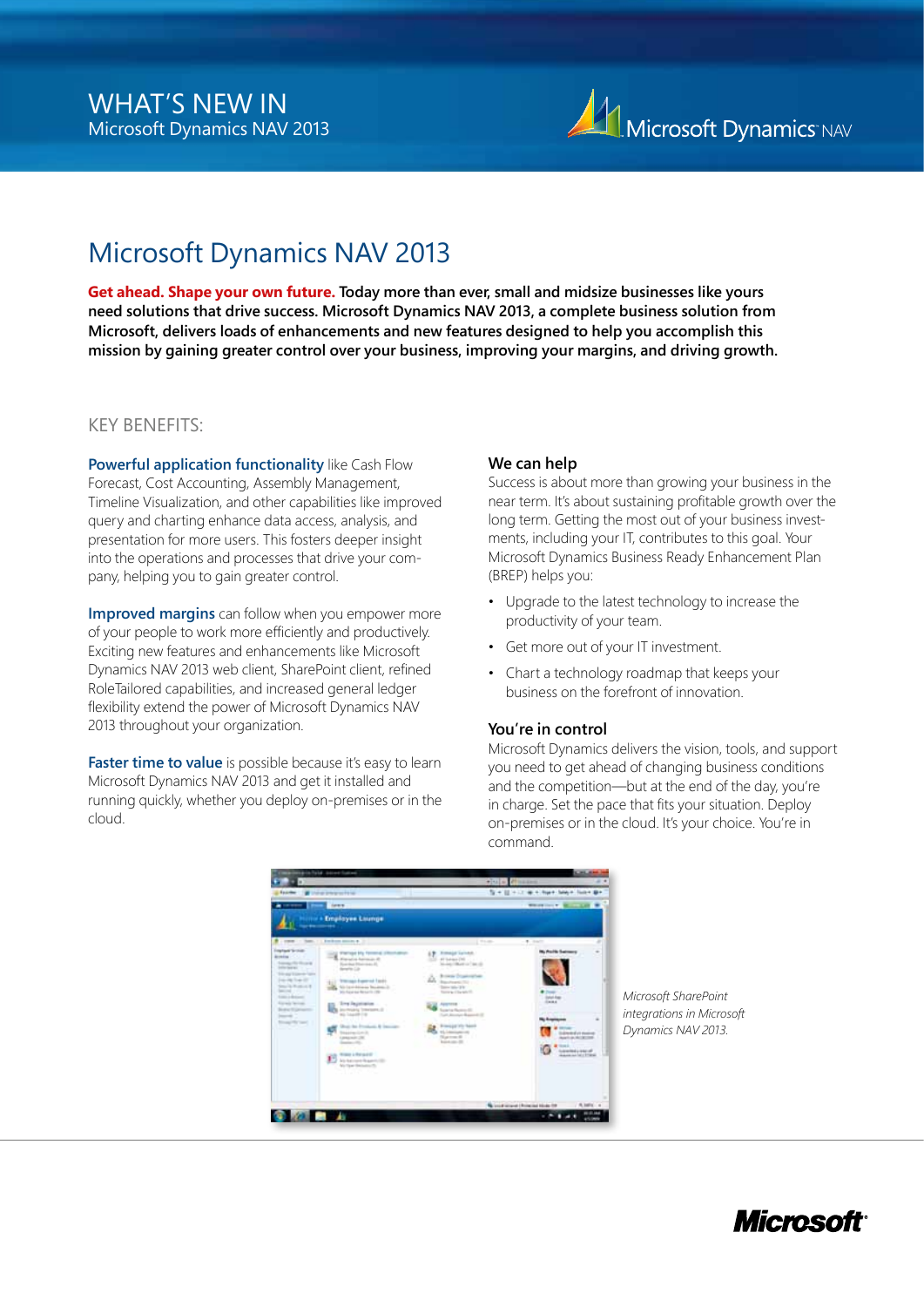# WHAT'S NEW IN
Microsoft Dynamics NAV 2013

## Microsoft Dynamics NAV 2013

**Get ahead. Shape your own future. Today more than ever, small and midsize businesses like yours need solutions that drive success. Microsoft Dynamics NAV 2013, a complete business solution from Microsoft, delivers loads of enhancements and new features designed to help you accomplish this mission by gaining greater control over your business, improving your margins, and driving growth.**

### KEY BENEFITS:

**Powerful application functionality** like Cash Flow Forecast, Cost Accounting, Assembly Management, Timeline Visualization, and other capabilities like improved query and charting enhance data access, analysis, and presentation for more users. This fosters deeper insight into the operations and processes that drive your company, helping you to gain greater control.

**Improved margins** can follow when you empower more of your people to work more efficiently and productively. Exciting new features and enhancements like Microsoft Dynamics NAV 2013 web client, SharePoint client, refined RoleTailored capabilities, and increased general ledger flexibility extend the power of Microsoft Dynamics NAV 2013 throughout your organization.

**Faster time to value** is possible because it's easy to learn Microsoft Dynamics NAV 2013 and get it installed and running quickly, whether you deploy on-premises or in the cloud.

#### We can help

Success is about more than growing your business in the near term. It's about sustaining profitable growth over the long term. Getting the most out of your business investments, including your IT, contributes to this goal. Your Microsoft Dynamics Business Ready Enhancement Plan (BREP) helps you:

- Upgrade to the latest technology to increase the productivity of your team.
- Get more out of your IT investment.
- Chart a technology roadmap that keeps your business on the forefront of innovation.

#### You're in control

Microsoft Dynamics delivers the vision, tools, and support you need to get ahead of changing business conditions and the competition—but at the end of the day, you're in charge. Set the pace that fits your situation. Deploy on-premises or in the cloud. It's your choice. You're in command.

*Microsoft SharePoint integrations in Microsoft Dynamics NAV 2013.*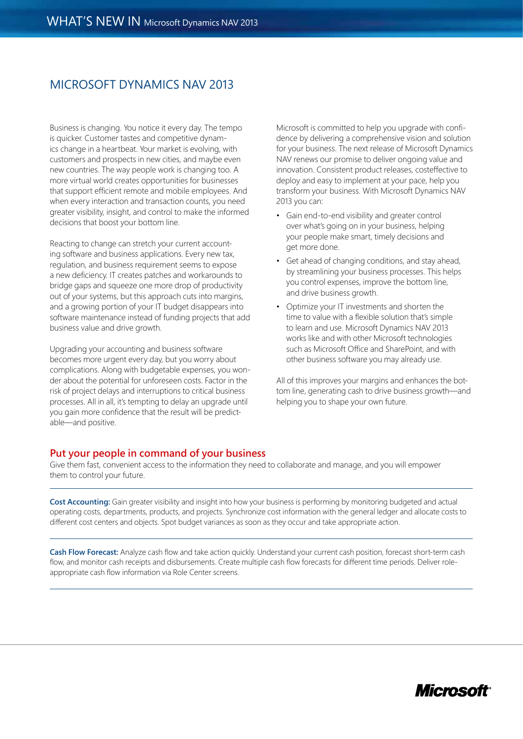# MICROSOFT DYNAMICS NAV 2013

Business is changing. You notice it every day. The tempo is quicker. Customer tastes and competitive dynamics change in a heartbeat. Your market is evolving, with customers and prospects in new cities, and maybe even new countries. The way people work is changing too. A more virtual world creates opportunities for businesses that support efficient remote and mobile employees. And when every interaction and transaction counts, you need greater visibility, insight, and control to make the informed decisions that boost your bottom line.

Reacting to change can stretch your current accounting software and business applications. Every new tax, regulation, and business requirement seems to expose a new deficiency. IT creates patches and workarounds to bridge gaps and squeeze one more drop of productivity out of your systems, but this approach cuts into margins, and a growing portion of your IT budget disappears into software maintenance instead of funding projects that add business value and drive growth.

Upgrading your accounting and business software becomes more urgent every day, but you worry about complications. Along with budgetable expenses, you wonder about the potential for unforeseen costs. Factor in the risk of project delays and interruptions to critical business processes. All in all, it's tempting to delay an upgrade until you gain more confidence that the result will be predictable—and positive.

Microsoft is committed to help you upgrade with confidence by delivering a comprehensive vision and solution for your business. The next release of Microsoft Dynamics NAV renews our promise to deliver ongoing value and innovation. Consistent product releases, costeffective to deploy and easy to implement at your pace, help you transform your business. With Microsoft Dynamics NAV 2013 you can:

- Gain end-to-end visibility and greater control over what's going on in your business, helping your people make smart, timely decisions and get more done.
- Get ahead of changing conditions, and stay ahead, by streamlining your business processes. This helps you control expenses, improve the bottom line, and drive business growth.
- Optimize your IT investments and shorten the time to value with a flexible solution that's simple to learn and use. Microsoft Dynamics NAV 2013 works like and with other Microsoft technologies such as Microsoft Office and SharePoint, and with other business software you may already use.

All of this improves your margins and enhances the bottom line, generating cash to drive business growth—and helping you to shape your own future.

## Put your people in command of your business

Give them fast, convenient access to the information they need to collaborate and manage, and you will empower them to control your future.

**Cost Accounting:** Gain greater visibility and insight into how your business is performing by monitoring budgeted and actual operating costs, departments, products, and projects. Synchronize cost information with the general ledger and allocate costs to different cost centers and objects. Spot budget variances as soon as they occur and take appropriate action.

**Cash Flow Forecast:** Analyze cash flow and take action quickly. Understand your current cash position, forecast short-term cash flow, and monitor cash receipts and disbursements. Create multiple cash flow forecasts for different time periods. Deliver role-appropriate cash flow information via Role Center screens.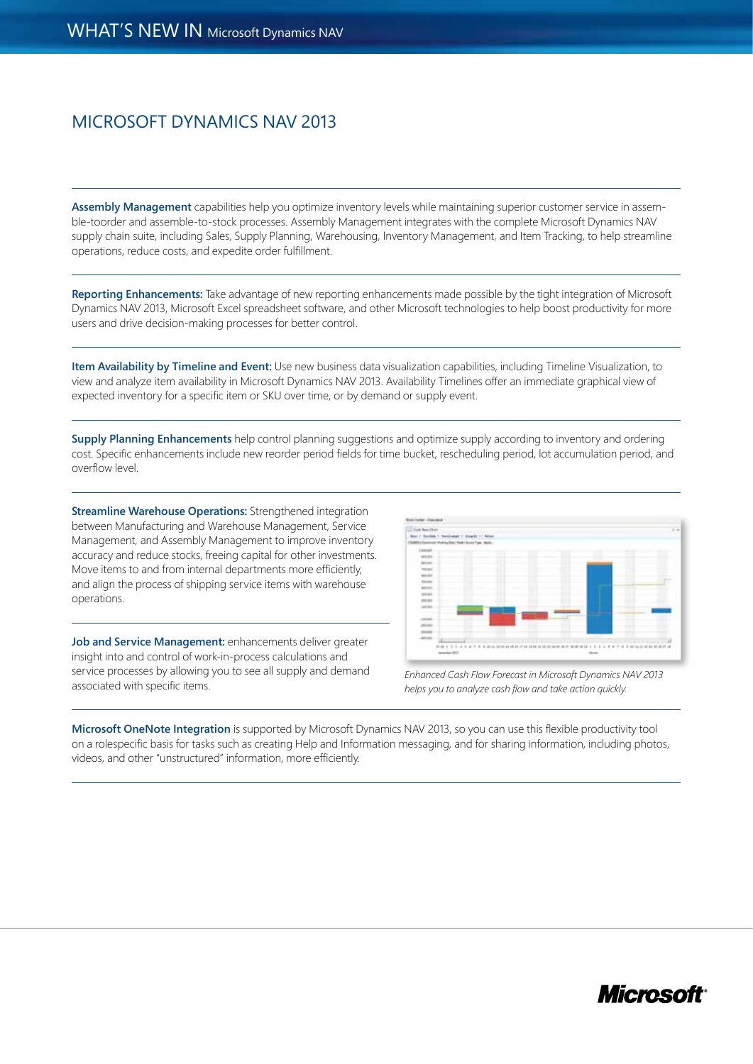# MICROSOFT DYNAMICS NAV 2013

**Assembly Management** capabilities help you optimize inventory levels while maintaining superior customer service in assemble-toorder and assemble-to-stock processes. Assembly Management integrates with the complete Microsoft Dynamics NAV supply chain suite, including Sales, Supply Planning, Warehousing, Inventory Management, and Item Tracking, to help streamline operations, reduce costs, and expedite order fulfillment.

**Reporting Enhancements:** Take advantage of new reporting enhancements made possible by the tight integration of Microsoft Dynamics NAV 2013, Microsoft Excel spreadsheet software, and other Microsoft technologies to help boost productivity for more users and drive decision-making processes for better control.

**Item Availability by Timeline and Event:** Use new business data visualization capabilities, including Timeline Visualization, to view and analyze item availability in Microsoft Dynamics NAV 2013. Availability Timelines offer an immediate graphical view of expected inventory for a specific item or SKU over time, or by demand or supply event.

**Supply Planning Enhancements** help control planning suggestions and optimize supply according to inventory and ordering cost. Specific enhancements include new reorder period fields for time bucket, rescheduling period, lot accumulation period, and overflow level.

**Streamline Warehouse Operations:** Strengthened integration between Manufacturing and Warehouse Management, Service Management, and Assembly Management to improve inventory accuracy and reduce stocks, freeing capital for other investments. Move items to and from internal departments more efficiently, and align the process of shipping service items with warehouse operations.

**Job and Service Management:** enhancements deliver greater insight into and control of work-in-process calculations and service processes by allowing you to see all supply and demand associated with specific items.

*Enhanced Cash Flow Forecast in Microsoft Dynamics NAV 2013 helps you to analyze cash flow and take action quickly.*

**Microsoft OneNote Integration** is supported by Microsoft Dynamics NAV 2013, so you can use this flexible productivity tool on a rolespecific basis for tasks such as creating Help and Information messaging, and for sharing information, including photos, videos, and other "unstructured" information, more efficiently.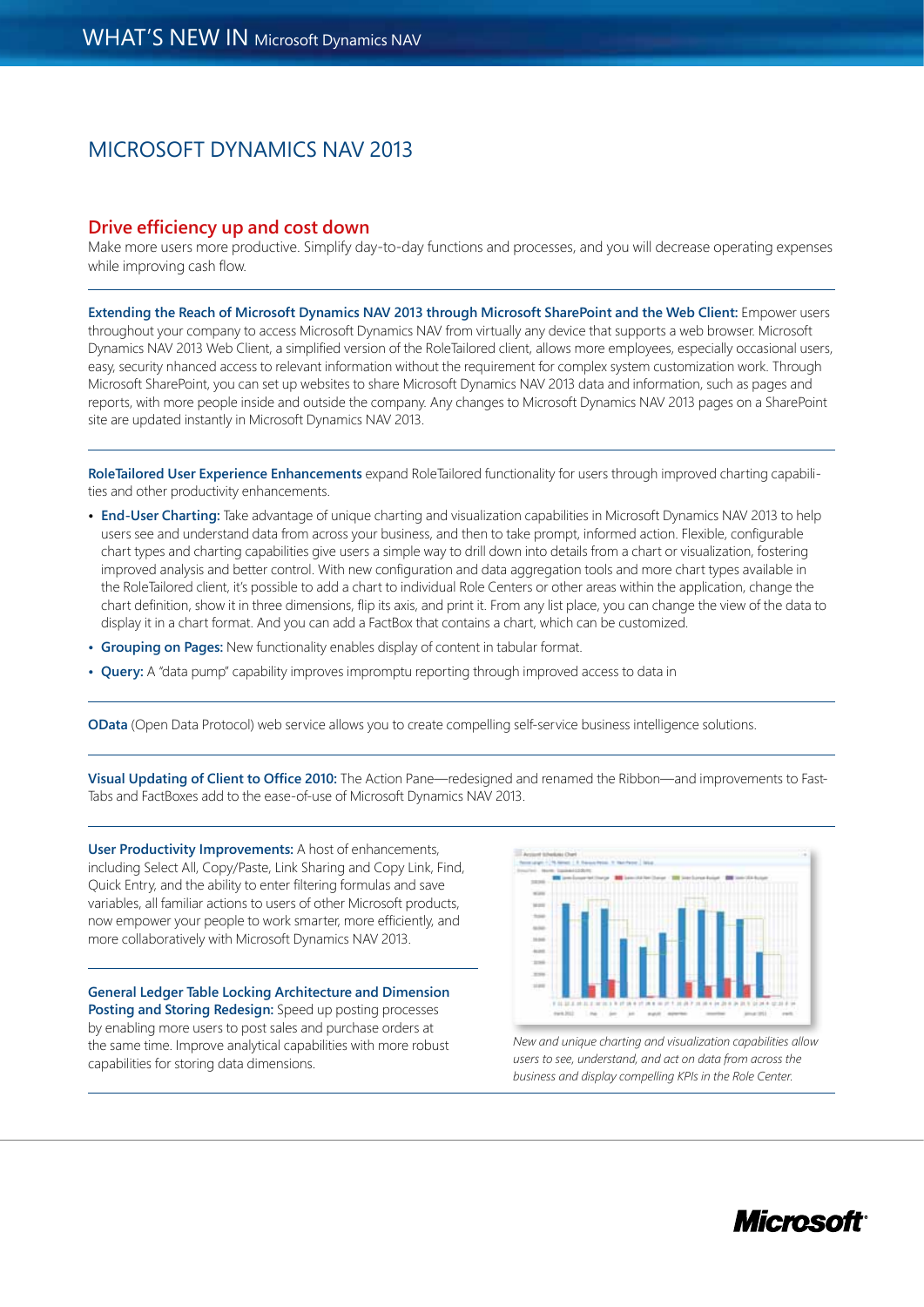# MICROSOFT DYNAMICS NAV 2013

## Drive efficiency up and cost down

Make more users more productive. Simplify day-to-day functions and processes, and you will decrease operating expenses while improving cash flow.

**Extending the Reach of Microsoft Dynamics NAV 2013 through Microsoft SharePoint and the Web Client:** Empower users throughout your company to access Microsoft Dynamics NAV from virtually any device that supports a web browser. Microsoft Dynamics NAV 2013 Web Client, a simplified version of the RoleTailored client, allows more employees, especially occasional users, easy, security nhanced access to relevant information without the requirement for complex system customization work. Through Microsoft SharePoint, you can set up websites to share Microsoft Dynamics NAV 2013 data and information, such as pages and reports, with more people inside and outside the company. Any changes to Microsoft Dynamics NAV 2013 pages on a SharePoint site are updated instantly in Microsoft Dynamics NAV 2013.

**RoleTailored User Experience Enhancements** expand RoleTailored functionality for users through improved charting capabilities and other productivity enhancements.

- **End-User Charting:** Take advantage of unique charting and visualization capabilities in Microsoft Dynamics NAV 2013 to help users see and understand data from across your business, and then to take prompt, informed action. Flexible, configurable chart types and charting capabilities give users a simple way to drill down into details from a chart or visualization, fostering improved analysis and better control. With new configuration and data aggregation tools and more chart types available in the RoleTailored client, it's possible to add a chart to individual Role Centers or other areas within the application, change the chart definition, show it in three dimensions, flip its axis, and print it. From any list place, you can change the view of the data to display it in a chart format. And you can add a FactBox that contains a chart, which can be customized.
- **Grouping on Pages:** New functionality enables display of content in tabular format.
- **Query:** A "data pump" capability improves impromptu reporting through improved access to data in

**OData** (Open Data Protocol) web service allows you to create compelling self-service business intelligence solutions.

**Visual Updating of Client to Office 2010:** The Action Pane—redesigned and renamed the Ribbon—and improvements to Fast-Tabs and FactBoxes add to the ease-of-use of Microsoft Dynamics NAV 2013.

**User Productivity Improvements:** A host of enhancements, including Select All, Copy/Paste, Link Sharing and Copy Link, Find, Quick Entry, and the ability to enter filtering formulas and save variables, all familiar actions to users of other Microsoft products, now empower your people to work smarter, more efficiently, and more collaboratively with Microsoft Dynamics NAV 2013.

**General Ledger Table Locking Architecture and Dimension Posting and Storing Redesign:** Speed up posting processes by enabling more users to post sales and purchase orders at the same time. Improve analytical capabilities with more robust capabilities for storing data dimensions.

*New and unique charting and visualization capabilities allow users to see, understand, and act on data from across the business and display compelling KPIs in the Role Center.*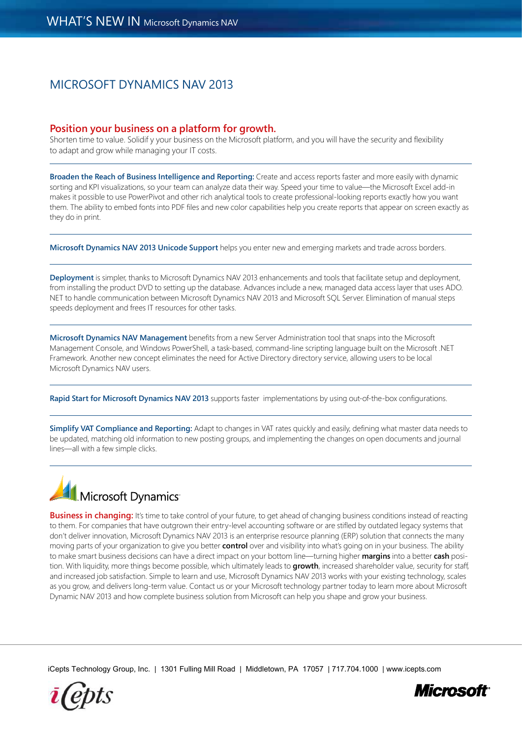# MICROSOFT DYNAMICS NAV 2013

## Position your business on a platform for growth.

Shorten time to value. Solidif y your business on the Microsoft platform, and you will have the security and flexibility to adapt and grow while managing your IT costs.

---

**Broaden the Reach of Business Intelligence and Reporting:** Create and access reports faster and more easily with dynamic sorting and KPI visualizations, so your team can analyze data their way. Speed your time to value—the Microsoft Excel add-in makes it possible to use PowerPivot and other rich analytical tools to create professional-looking reports exactly how you want them. The ability to embed fonts into PDF files and new color capabilities help you create reports that appear on screen exactly as they do in print.

---

**Microsoft Dynamics NAV 2013 Unicode Support** helps you enter new and emerging markets and trade across borders.

---

**Deployment** is simpler, thanks to Microsoft Dynamics NAV 2013 enhancements and tools that facilitate setup and deployment, from installing the product DVD to setting up the database. Advances include a new, managed data access layer that uses ADO. NET to handle communication between Microsoft Dynamics NAV 2013 and Microsoft SQL Server. Elimination of manual steps speeds deployment and frees IT resources for other tasks.

---

**Microsoft Dynamics NAV Management** benefits from a new Server Administration tool that snaps into the Microsoft Management Console, and Windows PowerShell, a task-based, command-line scripting language built on the Microsoft .NET Framework. Another new concept eliminates the need for Active Directory directory service, allowing users to be local Microsoft Dynamics NAV users.

---

**Rapid Start for Microsoft Dynamics NAV 2013** supports faster implementations by using out-of-the-box configurations.

---

**Simplify VAT Compliance and Reporting:** Adapt to changes in VAT rates quickly and easily, defining what master data needs to be updated, matching old information to new posting groups, and implementing the changes on open documents and journal lines—all with a few simple clicks.

---

Microsoft Dynamics

**Business in changing:** It's time to take control of your future, to get ahead of changing business conditions instead of reacting to them. For companies that have outgrown their entry-level accounting software or are stifled by outdated legacy systems that don't deliver innovation, Microsoft Dynamics NAV 2013 is an enterprise resource planning (ERP) solution that connects the many moving parts of your organization to give you better **control** over and visibility into what's going on in your business. The ability to make smart business decisions can have a direct impact on your bottom line—turning higher **margins** into a better **cash** position. With liquidity, more things become possible, which ultimately leads to **growth**, increased shareholder value, security for staff, and increased job satisfaction. Simple to learn and use, Microsoft Dynamics NAV 2013 works with your existing technology, scales as you grow, and delivers long-term value. Contact us or your Microsoft technology partner today to learn more about Microsoft Dynamic NAV 2013 and how complete business solution from Microsoft can help you shape and grow your business.

---

iCepts Technology Group, Inc. | 1301 Fulling Mill Road | Middletown, PA 17057 | 717.704.1000 | www.icepts.com